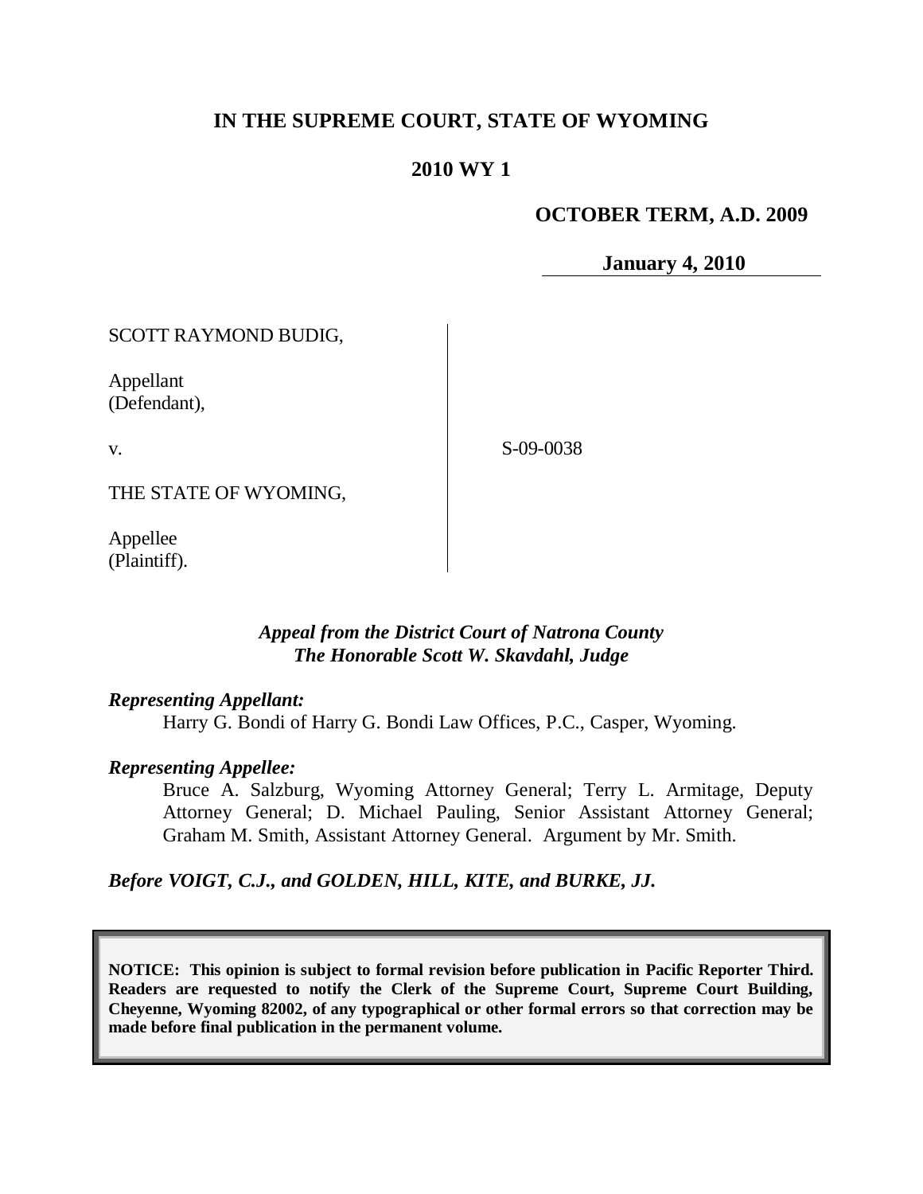# IN THE SUPREME COURT, STATE OF WYOMING

## 2010 WY 1

**OCTOBER TERM, A.D. 2009**

**January 4, 2010**

SCOTT RAYMOND BUDIG,

Appellant
(Defendant),

v.

S-09-0038

THE STATE OF WYOMING,

Appellee
(Plaintiff).

***Appeal from the District Court of Natrona County***
***The Honorable Scott W. Skavdahl, Judge***

***Representing Appellant:***

Harry G. Bondi of Harry G. Bondi Law Offices, P.C., Casper, Wyoming.

***Representing Appellee:***

Bruce A. Salzburg, Wyoming Attorney General; Terry L. Armitage, Deputy Attorney General; D. Michael Pauling, Senior Assistant Attorney General; Graham M. Smith, Assistant Attorney General. Argument by Mr. Smith.

***Before VOIGT, C.J., and GOLDEN, HILL, KITE, and BURKE, JJ.***

**NOTICE: This opinion is subject to formal revision before publication in Pacific Reporter Third. Readers are requested to notify the Clerk of the Supreme Court, Supreme Court Building, Cheyenne, Wyoming 82002, of any typographical or other formal errors so that correction may be made before final publication in the permanent volume.**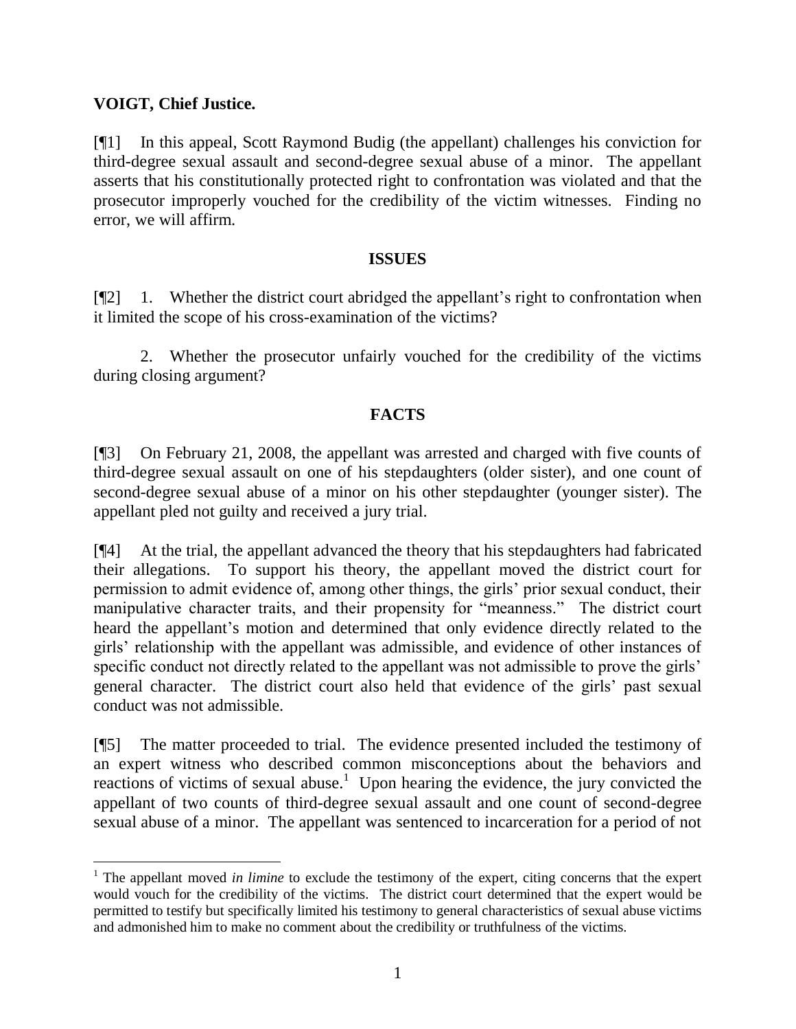**VOIGT, Chief Justice.**

[¶1] In this appeal, Scott Raymond Budig (the appellant) challenges his conviction for third-degree sexual assault and second-degree sexual abuse of a minor. The appellant asserts that his constitutionally protected right to confrontation was violated and that the prosecutor improperly vouched for the credibility of the victim witnesses. Finding no error, we will affirm.

## ISSUES

[¶2] 1. Whether the district court abridged the appellant's right to confrontation when it limited the scope of his cross-examination of the victims?

2. Whether the prosecutor unfairly vouched for the credibility of the victims during closing argument?

## FACTS

[¶3] On February 21, 2008, the appellant was arrested and charged with five counts of third-degree sexual assault on one of his stepdaughters (older sister), and one count of second-degree sexual abuse of a minor on his other stepdaughter (younger sister). The appellant pled not guilty and received a jury trial.

[¶4] At the trial, the appellant advanced the theory that his stepdaughters had fabricated their allegations. To support his theory, the appellant moved the district court for permission to admit evidence of, among other things, the girls' prior sexual conduct, their manipulative character traits, and their propensity for "meanness." The district court heard the appellant's motion and determined that only evidence directly related to the girls' relationship with the appellant was admissible, and evidence of other instances of specific conduct not directly related to the appellant was not admissible to prove the girls' general character. The district court also held that evidence of the girls' past sexual conduct was not admissible.

[¶5] The matter proceeded to trial. The evidence presented included the testimony of an expert witness who described common misconceptions about the behaviors and reactions of victims of sexual abuse.[1] Upon hearing the evidence, the jury convicted the appellant of two counts of third-degree sexual assault and one count of second-degree sexual abuse of a minor. The appellant was sentenced to incarceration for a period of not

---

[1] The appellant moved *in limine* to exclude the testimony of the expert, citing concerns that the expert would vouch for the credibility of the victims. The district court determined that the expert would be permitted to testify but specifically limited his testimony to general characteristics of sexual abuse victims and admonished him to make no comment about the credibility or truthfulness of the victims.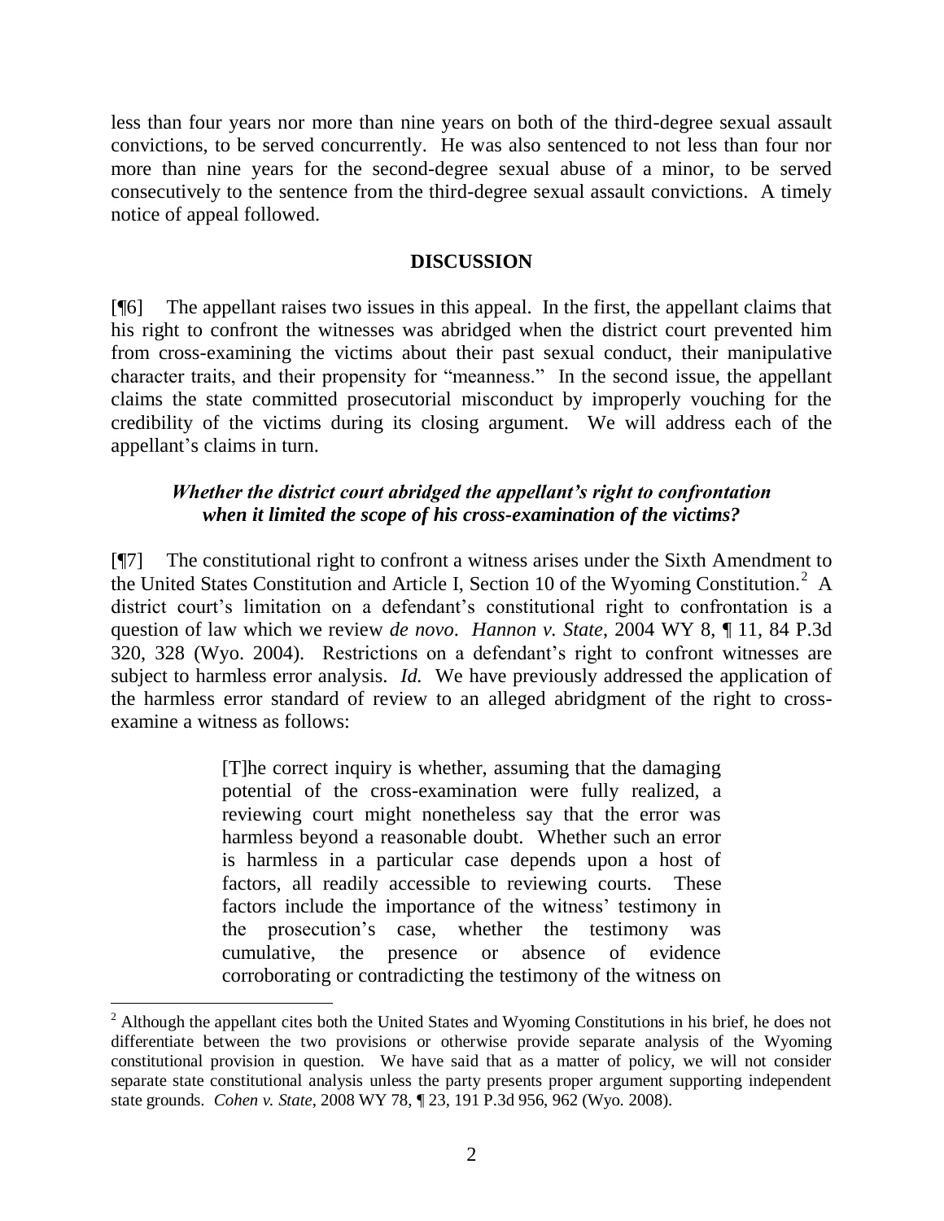less than four years nor more than nine years on both of the third-degree sexual assault convictions, to be served concurrently. He was also sentenced to not less than four nor more than nine years for the second-degree sexual abuse of a minor, to be served consecutively to the sentence from the third-degree sexual assault convictions. A timely notice of appeal followed.

## DISCUSSION

[¶6] The appellant raises two issues in this appeal. In the first, the appellant claims that his right to confront the witnesses was abridged when the district court prevented him from cross-examining the victims about their past sexual conduct, their manipulative character traits, and their propensity for "meanness." In the second issue, the appellant claims the state committed prosecutorial misconduct by improperly vouching for the credibility of the victims during its closing argument. We will address each of the appellant's claims in turn.

### *Whether the district court abridged the appellant's right to confrontation when it limited the scope of his cross-examination of the victims?*

[¶7] The constitutional right to confront a witness arises under the Sixth Amendment to the United States Constitution and Article I, Section 10 of the Wyoming Constitution.[2] A district court's limitation on a defendant's constitutional right to confrontation is a question of law which we review *de novo*. *Hannon v. State*, 2004 WY 8, ¶ 11, 84 P.3d 320, 328 (Wyo. 2004). Restrictions on a defendant's right to confront witnesses are subject to harmless error analysis. *Id.* We have previously addressed the application of the harmless error standard of review to an alleged abridgment of the right to cross-examine a witness as follows:

> [T]he correct inquiry is whether, assuming that the damaging potential of the cross-examination were fully realized, a reviewing court might nonetheless say that the error was harmless beyond a reasonable doubt. Whether such an error is harmless in a particular case depends upon a host of factors, all readily accessible to reviewing courts. These factors include the importance of the witness' testimony in the prosecution's case, whether the testimony was cumulative, the presence or absence of evidence corroborating or contradicting the testimony of the witness on

[2] Although the appellant cites both the United States and Wyoming Constitutions in his brief, he does not differentiate between the two provisions or otherwise provide separate analysis of the Wyoming constitutional provision in question. We have said that as a matter of policy, we will not consider separate state constitutional analysis unless the party presents proper argument supporting independent state grounds. *Cohen v. State*, 2008 WY 78, ¶ 23, 191 P.3d 956, 962 (Wyo. 2008).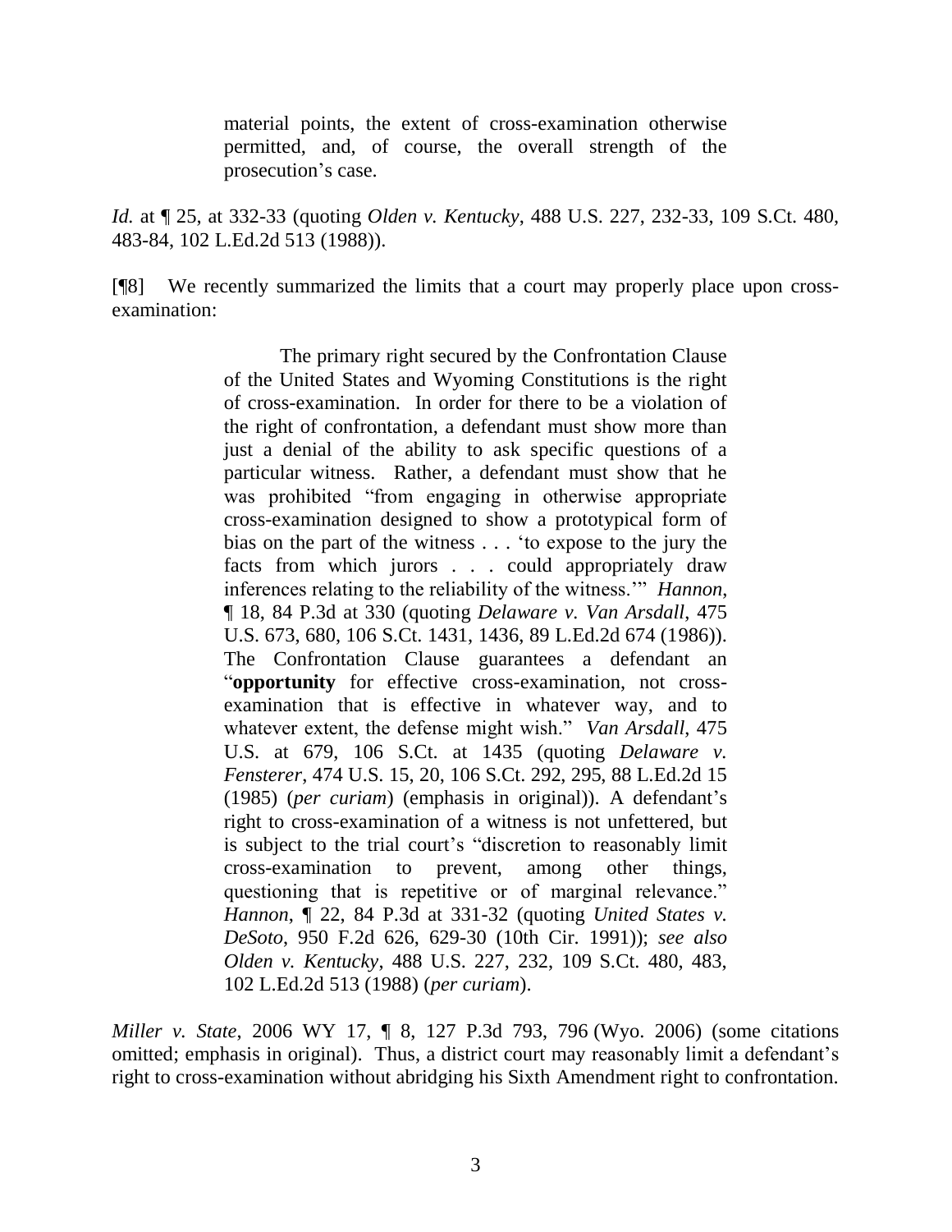> material points, the extent of cross-examination otherwise permitted, and, of course, the overall strength of the prosecution's case.

*Id.* at ¶ 25, at 332-33 (quoting *Olden v. Kentucky*, 488 U.S. 227, 232-33, 109 S.Ct. 480, 483-84, 102 L.Ed.2d 513 (1988)).

[¶8] We recently summarized the limits that a court may properly place upon cross-examination:

> The primary right secured by the Confrontation Clause of the United States and Wyoming Constitutions is the right of cross-examination. In order for there to be a violation of the right of confrontation, a defendant must show more than just a denial of the ability to ask specific questions of a particular witness. Rather, a defendant must show that he was prohibited "from engaging in otherwise appropriate cross-examination designed to show a prototypical form of bias on the part of the witness . . . 'to expose to the jury the facts from which jurors . . . could appropriately draw inferences relating to the reliability of the witness.'" *Hannon*, ¶ 18, 84 P.3d at 330 (quoting *Delaware v. Van Arsdall*, 475 U.S. 673, 680, 106 S.Ct. 1431, 1436, 89 L.Ed.2d 674 (1986)). The Confrontation Clause guarantees a defendant an "**opportunity** for effective cross-examination, not cross-examination that is effective in whatever way, and to whatever extent, the defense might wish." *Van Arsdall*, 475 U.S. at 679, 106 S.Ct. at 1435 (quoting *Delaware v. Fensterer*, 474 U.S. 15, 20, 106 S.Ct. 292, 295, 88 L.Ed.2d 15 (1985) (*per curiam*) (emphasis in original)). A defendant's right to cross-examination of a witness is not unfettered, but is subject to the trial court's "discretion to reasonably limit cross-examination to prevent, among other things, questioning that is repetitive or of marginal relevance." *Hannon*, ¶ 22, 84 P.3d at 331-32 (quoting *United States v. DeSoto*, 950 F.2d 626, 629-30 (10th Cir. 1991)); *see also Olden v. Kentucky*, 488 U.S. 227, 232, 109 S.Ct. 480, 483, 102 L.Ed.2d 513 (1988) (*per curiam*).

*Miller v. State*, 2006 WY 17, ¶ 8, 127 P.3d 793, 796 (Wyo. 2006) (some citations omitted; emphasis in original). Thus, a district court may reasonably limit a defendant's right to cross-examination without abridging his Sixth Amendment right to confrontation.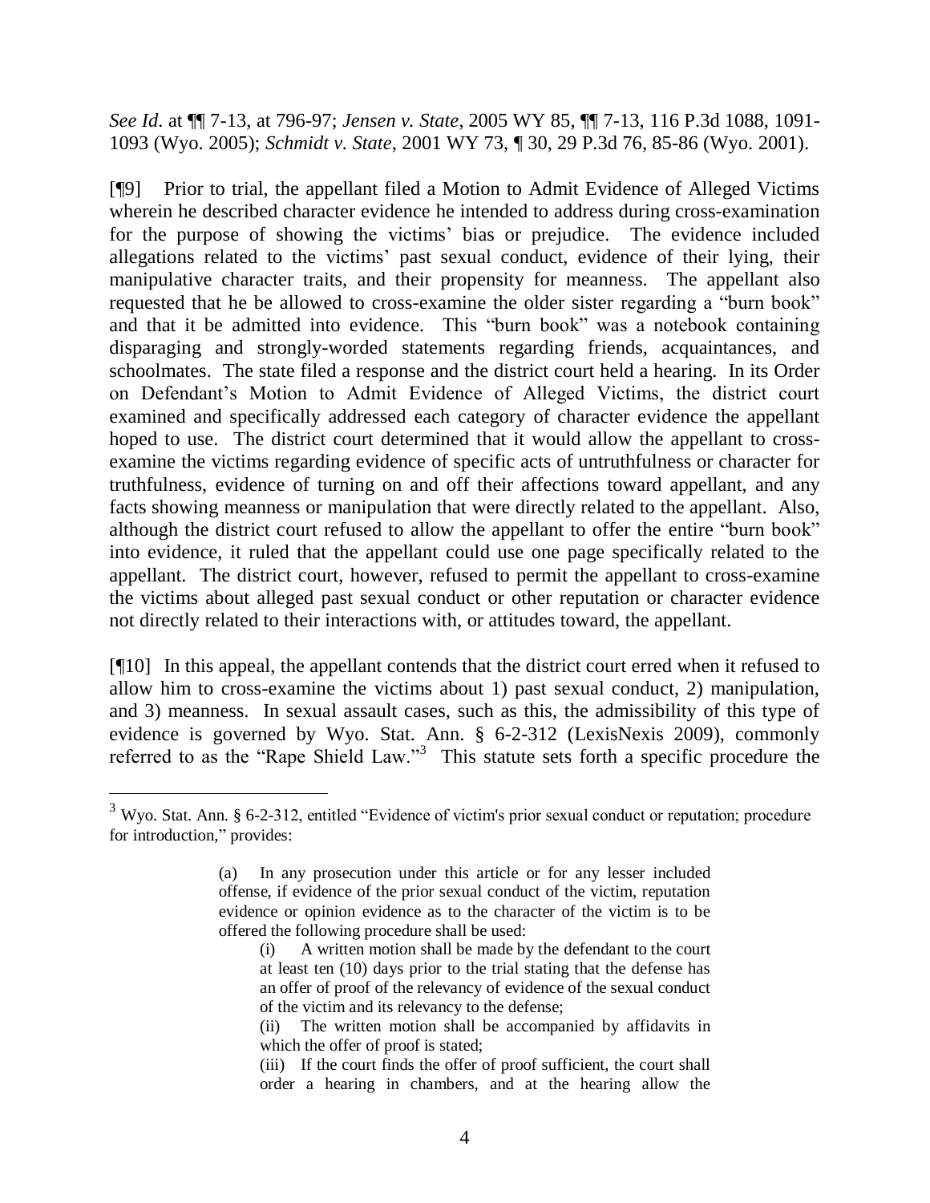*See Id*. at ¶¶ 7-13, at 796-97; *Jensen v. State*, 2005 WY 85, ¶¶ 7-13, 116 P.3d 1088, 1091-1093 (Wyo. 2005); *Schmidt v. State*, 2001 WY 73, ¶ 30, 29 P.3d 76, 85-86 (Wyo. 2001).

[¶9] Prior to trial, the appellant filed a Motion to Admit Evidence of Alleged Victims wherein he described character evidence he intended to address during cross-examination for the purpose of showing the victims' bias or prejudice. The evidence included allegations related to the victims' past sexual conduct, evidence of their lying, their manipulative character traits, and their propensity for meanness. The appellant also requested that he be allowed to cross-examine the older sister regarding a "burn book" and that it be admitted into evidence. This "burn book" was a notebook containing disparaging and strongly-worded statements regarding friends, acquaintances, and schoolmates. The state filed a response and the district court held a hearing. In its Order on Defendant's Motion to Admit Evidence of Alleged Victims, the district court examined and specifically addressed each category of character evidence the appellant hoped to use. The district court determined that it would allow the appellant to cross-examine the victims regarding evidence of specific acts of untruthfulness or character for truthfulness, evidence of turning on and off their affections toward appellant, and any facts showing meanness or manipulation that were directly related to the appellant. Also, although the district court refused to allow the appellant to offer the entire "burn book" into evidence, it ruled that the appellant could use one page specifically related to the appellant. The district court, however, refused to permit the appellant to cross-examine the victims about alleged past sexual conduct or other reputation or character evidence not directly related to their interactions with, or attitudes toward, the appellant.

[¶10] In this appeal, the appellant contends that the district court erred when it refused to allow him to cross-examine the victims about 1) past sexual conduct, 2) manipulation, and 3) meanness. In sexual assault cases, such as this, the admissibility of this type of evidence is governed by Wyo. Stat. Ann. § 6-2-312 (LexisNexis 2009), commonly referred to as the "Rape Shield Law."[3] This statute sets forth a specific procedure the

---

[3] Wyo. Stat. Ann. § 6-2-312, entitled "Evidence of victim's prior sexual conduct or reputation; procedure for introduction," provides:

> (a) In any prosecution under this article or for any lesser included offense, if evidence of the prior sexual conduct of the victim, reputation evidence or opinion evidence as to the character of the victim is to be offered the following procedure shall be used:
>
> (i) A written motion shall be made by the defendant to the court at least ten (10) days prior to the trial stating that the defense has an offer of proof of the relevancy of evidence of the sexual conduct of the victim and its relevancy to the defense;
>
> (ii) The written motion shall be accompanied by affidavits in which the offer of proof is stated;
>
> (iii) If the court finds the offer of proof sufficient, the court shall order a hearing in chambers, and at the hearing allow the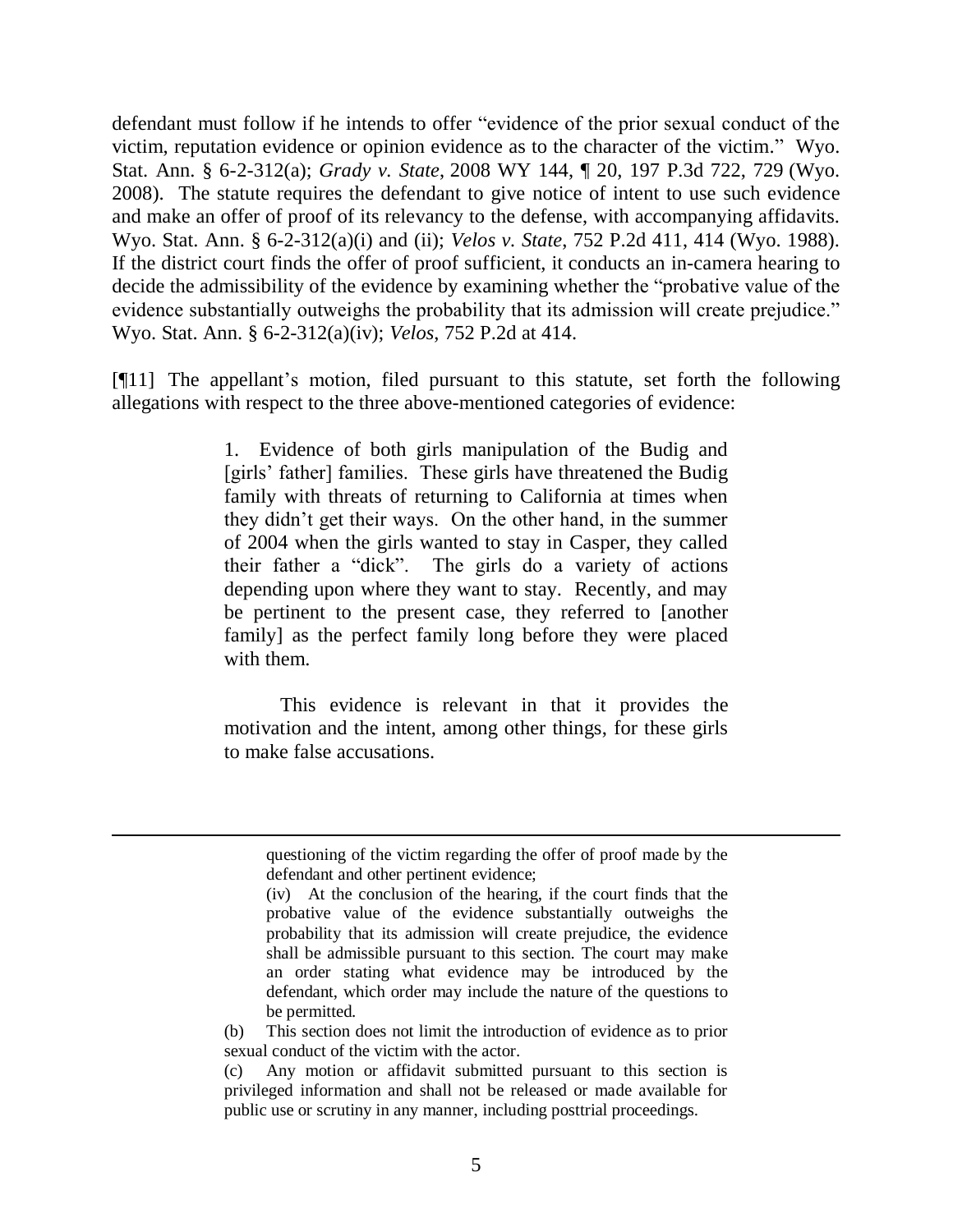defendant must follow if he intends to offer "evidence of the prior sexual conduct of the victim, reputation evidence or opinion evidence as to the character of the victim." Wyo. Stat. Ann. § 6-2-312(a); *Grady v. State*, 2008 WY 144, ¶ 20, 197 P.3d 722, 729 (Wyo. 2008). The statute requires the defendant to give notice of intent to use such evidence and make an offer of proof of its relevancy to the defense, with accompanying affidavits. Wyo. Stat. Ann. § 6-2-312(a)(i) and (ii); *Velos v. State*, 752 P.2d 411, 414 (Wyo. 1988). If the district court finds the offer of proof sufficient, it conducts an in-camera hearing to decide the admissibility of the evidence by examining whether the "probative value of the evidence substantially outweighs the probability that its admission will create prejudice." Wyo. Stat. Ann. § 6-2-312(a)(iv); *Velos*, 752 P.2d at 414.

[¶11] The appellant's motion, filed pursuant to this statute, set forth the following allegations with respect to the three above-mentioned categories of evidence:

> 1. Evidence of both girls manipulation of the Budig and [girls' father] families. These girls have threatened the Budig family with threats of returning to California at times when they didn't get their ways. On the other hand, in the summer of 2004 when the girls wanted to stay in Casper, they called their father a "dick". The girls do a variety of actions depending upon where they want to stay. Recently, and may be pertinent to the present case, they referred to [another family] as the perfect family long before they were placed with them.
>
> This evidence is relevant in that it provides the motivation and the intent, among other things, for these girls to make false accusations.

---

> questioning of the victim regarding the offer of proof made by the defendant and other pertinent evidence;
>
> (iv) At the conclusion of the hearing, if the court finds that the probative value of the evidence substantially outweighs the probability that its admission will create prejudice, the evidence shall be admissible pursuant to this section. The court may make an order stating what evidence may be introduced by the defendant, which order may include the nature of the questions to be permitted.
>
> (b) This section does not limit the introduction of evidence as to prior sexual conduct of the victim with the actor.
>
> (c) Any motion or affidavit submitted pursuant to this section is privileged information and shall not be released or made available for public use or scrutiny in any manner, including posttrial proceedings.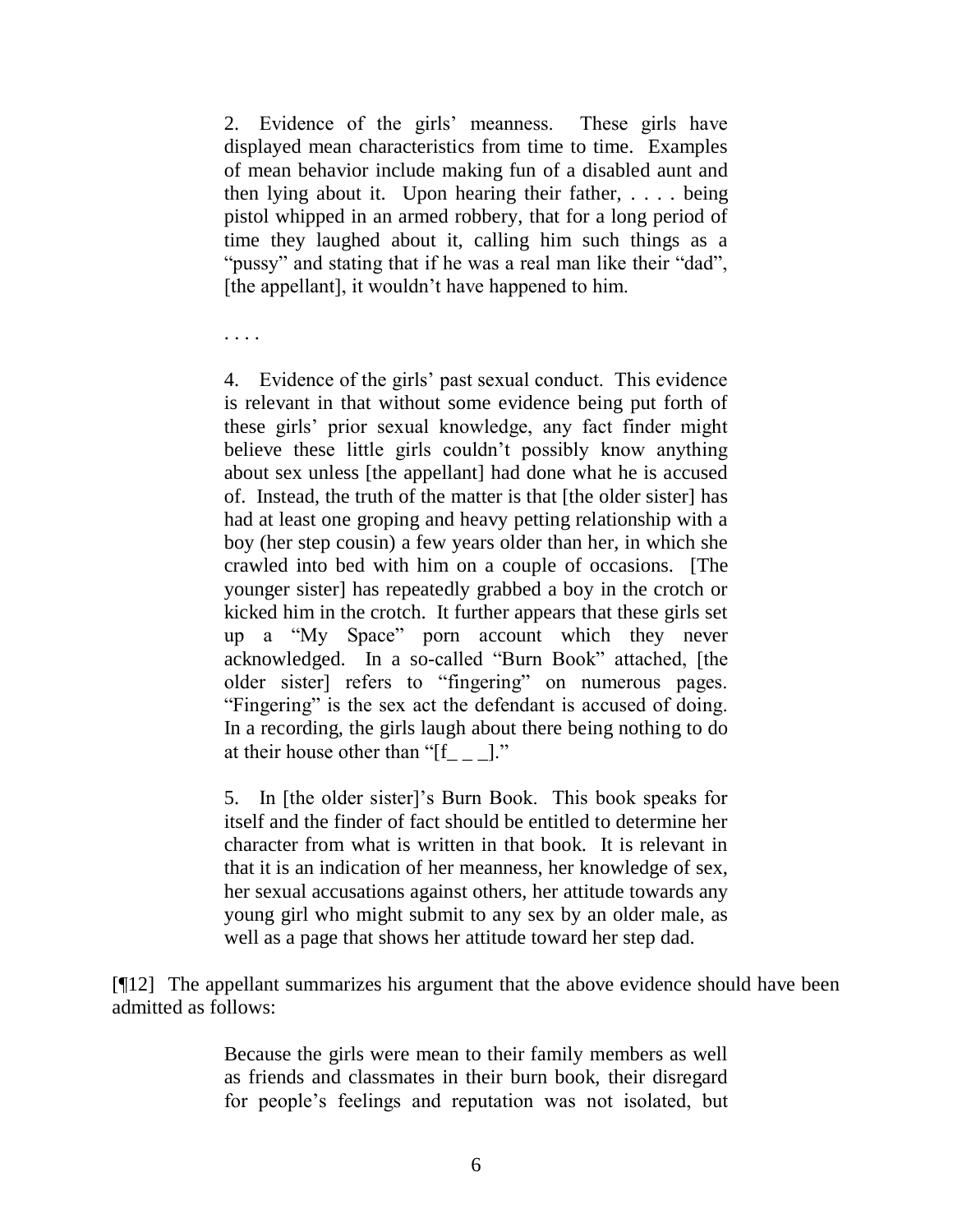> 2. Evidence of the girls' meanness. These girls have displayed mean characteristics from time to time. Examples of mean behavior include making fun of a disabled aunt and then lying about it. Upon hearing their father, . . . . being pistol whipped in an armed robbery, that for a long period of time they laughed about it, calling him such things as a "pussy" and stating that if he was a real man like their "dad", [the appellant], it wouldn't have happened to him.
>
> . . . .
>
> 4. Evidence of the girls' past sexual conduct. This evidence is relevant in that without some evidence being put forth of these girls' prior sexual knowledge, any fact finder might believe these little girls couldn't possibly know anything about sex unless [the appellant] had done what he is accused of. Instead, the truth of the matter is that [the older sister] has had at least one groping and heavy petting relationship with a boy (her step cousin) a few years older than her, in which she crawled into bed with him on a couple of occasions. [The younger sister] has repeatedly grabbed a boy in the crotch or kicked him in the crotch. It further appears that these girls set up a "My Space" porn account which they never acknowledged. In a so-called "Burn Book" attached, [the older sister] refers to "fingering" on numerous pages. "Fingering" is the sex act the defendant is accused of doing. In a recording, the girls laugh about there being nothing to do at their house other than "[f_ _ _]."
>
> 5. In [the older sister]'s Burn Book. This book speaks for itself and the finder of fact should be entitled to determine her character from what is written in that book. It is relevant in that it is an indication of her meanness, her knowledge of sex, her sexual accusations against others, her attitude towards any young girl who might submit to any sex by an older male, as well as a page that shows her attitude toward her step dad.

[¶12] The appellant summarizes his argument that the above evidence should have been admitted as follows:

> Because the girls were mean to their family members as well as friends and classmates in their burn book, their disregard for people's feelings and reputation was not isolated, but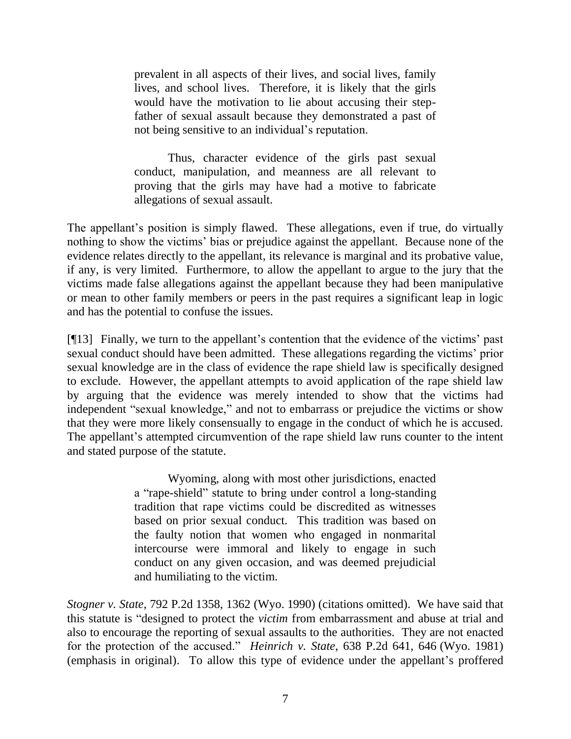> prevalent in all aspects of their lives, and social lives, family lives, and school lives. Therefore, it is likely that the girls would have the motivation to lie about accusing their step-father of sexual assault because they demonstrated a past of not being sensitive to an individual's reputation.
>
> Thus, character evidence of the girls past sexual conduct, manipulation, and meanness are all relevant to proving that the girls may have had a motive to fabricate allegations of sexual assault.

The appellant's position is simply flawed. These allegations, even if true, do virtually nothing to show the victims' bias or prejudice against the appellant. Because none of the evidence relates directly to the appellant, its relevance is marginal and its probative value, if any, is very limited. Furthermore, to allow the appellant to argue to the jury that the victims made false allegations against the appellant because they had been manipulative or mean to other family members or peers in the past requires a significant leap in logic and has the potential to confuse the issues.

[¶13] Finally, we turn to the appellant's contention that the evidence of the victims' past sexual conduct should have been admitted. These allegations regarding the victims' prior sexual knowledge are in the class of evidence the rape shield law is specifically designed to exclude. However, the appellant attempts to avoid application of the rape shield law by arguing that the evidence was merely intended to show that the victims had independent "sexual knowledge," and not to embarrass or prejudice the victims or show that they were more likely consensually to engage in the conduct of which he is accused. The appellant's attempted circumvention of the rape shield law runs counter to the intent and stated purpose of the statute.

> Wyoming, along with most other jurisdictions, enacted a "rape-shield" statute to bring under control a long-standing tradition that rape victims could be discredited as witnesses based on prior sexual conduct. This tradition was based on the faulty notion that women who engaged in nonmarital intercourse were immoral and likely to engage in such conduct on any given occasion, and was deemed prejudicial and humiliating to the victim.

*Stogner v. State*, 792 P.2d 1358, 1362 (Wyo. 1990) (citations omitted). We have said that this statute is "designed to protect the *victim* from embarrassment and abuse at trial and also to encourage the reporting of sexual assaults to the authorities. They are not enacted for the protection of the accused." *Heinrich v. State*, 638 P.2d 641, 646 (Wyo. 1981) (emphasis in original). To allow this type of evidence under the appellant's proffered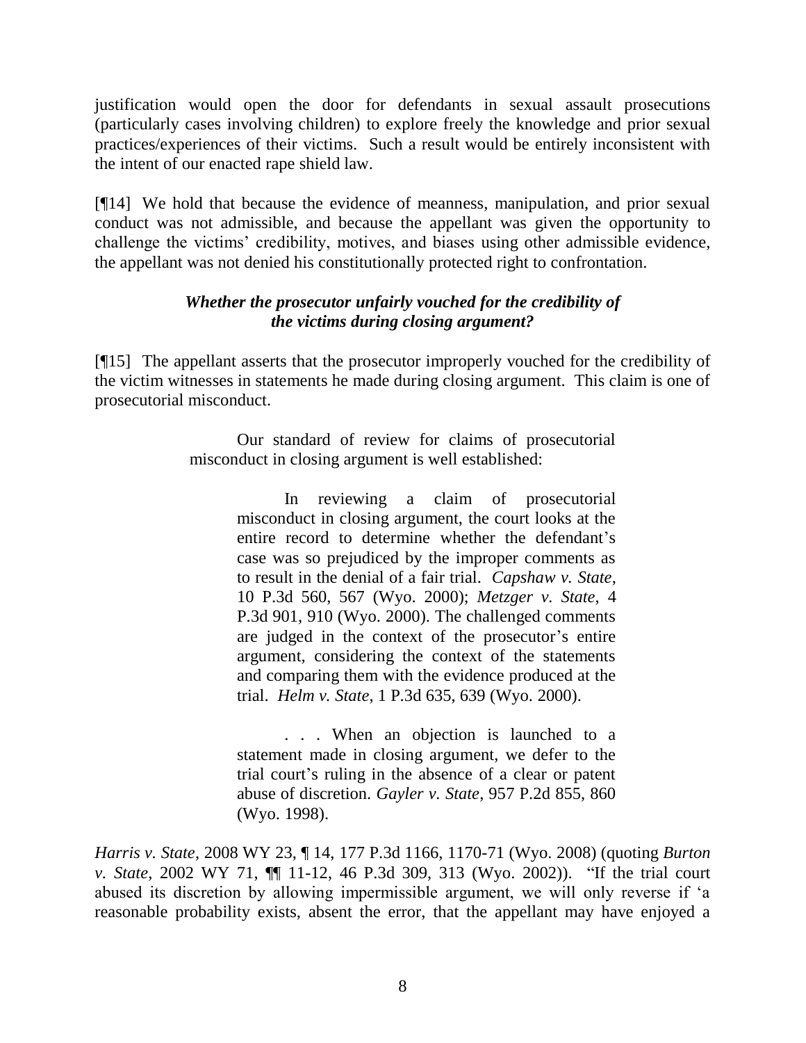justification would open the door for defendants in sexual assault prosecutions (particularly cases involving children) to explore freely the knowledge and prior sexual practices/experiences of their victims. Such a result would be entirely inconsistent with the intent of our enacted rape shield law.

[¶14] We hold that because the evidence of meanness, manipulation, and prior sexual conduct was not admissible, and because the appellant was given the opportunity to challenge the victims' credibility, motives, and biases using other admissible evidence, the appellant was not denied his constitutionally protected right to confrontation.

### *Whether the prosecutor unfairly vouched for the credibility of the victims during closing argument?*

[¶15] The appellant asserts that the prosecutor improperly vouched for the credibility of the victim witnesses in statements he made during closing argument. This claim is one of prosecutorial misconduct.

> Our standard of review for claims of prosecutorial misconduct in closing argument is well established:
>
> > In reviewing a claim of prosecutorial misconduct in closing argument, the court looks at the entire record to determine whether the defendant's case was so prejudiced by the improper comments as to result in the denial of a fair trial. *Capshaw v. State*, 10 P.3d 560, 567 (Wyo. 2000); *Metzger v. State*, 4 P.3d 901, 910 (Wyo. 2000). The challenged comments are judged in the context of the prosecutor's entire argument, considering the context of the statements and comparing them with the evidence produced at the trial. *Helm v. State*, 1 P.3d 635, 639 (Wyo. 2000).
> >
> > . . . When an objection is launched to a statement made in closing argument, we defer to the trial court's ruling in the absence of a clear or patent abuse of discretion. *Gayler v. State*, 957 P.2d 855, 860 (Wyo. 1998).

*Harris v. State*, 2008 WY 23, ¶ 14, 177 P.3d 1166, 1170-71 (Wyo. 2008) (quoting *Burton v. State*, 2002 WY 71, ¶¶ 11-12, 46 P.3d 309, 313 (Wyo. 2002)). "If the trial court abused its discretion by allowing impermissible argument, we will only reverse if 'a reasonable probability exists, absent the error, that the appellant may have enjoyed a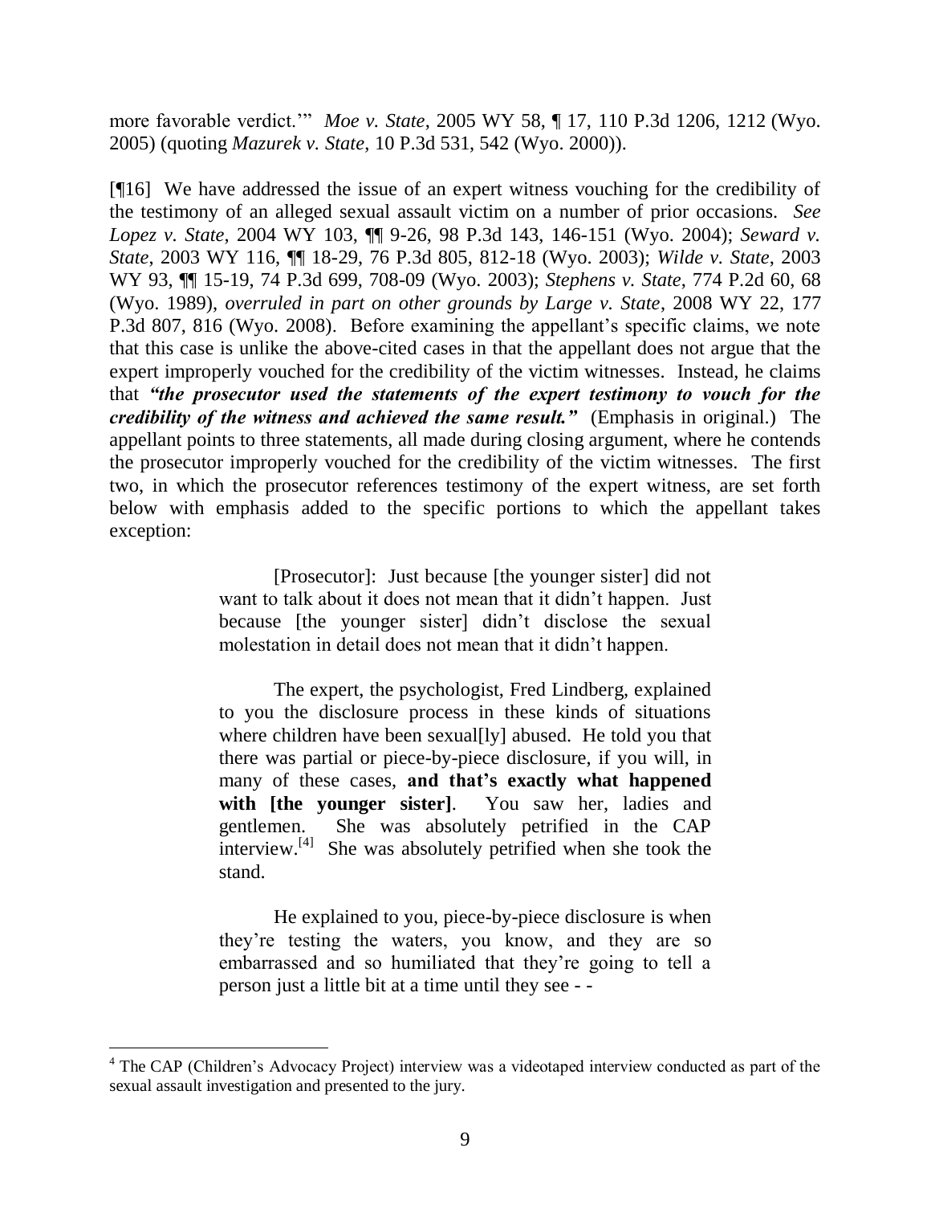more favorable verdict.'" *Moe v. State*, 2005 WY 58, ¶ 17, 110 P.3d 1206, 1212 (Wyo. 2005) (quoting *Mazurek v. State*, 10 P.3d 531, 542 (Wyo. 2000)).

[¶16] We have addressed the issue of an expert witness vouching for the credibility of the testimony of an alleged sexual assault victim on a number of prior occasions. *See Lopez v. State*, 2004 WY 103, ¶¶ 9-26, 98 P.3d 143, 146-151 (Wyo. 2004); *Seward v. State*, 2003 WY 116, ¶¶ 18-29, 76 P.3d 805, 812-18 (Wyo. 2003); *Wilde v. State*, 2003 WY 93, ¶¶ 15-19, 74 P.3d 699, 708-09 (Wyo. 2003); *Stephens v. State*, 774 P.2d 60, 68 (Wyo. 1989), *overruled in part on other grounds by Large v. State*, 2008 WY 22, 177 P.3d 807, 816 (Wyo. 2008). Before examining the appellant's specific claims, we note that this case is unlike the above-cited cases in that the appellant does not argue that the expert improperly vouched for the credibility of the victim witnesses. Instead, he claims that ***"the prosecutor used the statements of the expert testimony to vouch for the credibility of the witness and achieved the same result."*** (Emphasis in original.) The appellant points to three statements, all made during closing argument, where he contends the prosecutor improperly vouched for the credibility of the victim witnesses. The first two, in which the prosecutor references testimony of the expert witness, are set forth below with emphasis added to the specific portions to which the appellant takes exception:

> [Prosecutor]: Just because [the younger sister] did not want to talk about it does not mean that it didn't happen. Just because [the younger sister] didn't disclose the sexual molestation in detail does not mean that it didn't happen.
>
> The expert, the psychologist, Fred Lindberg, explained to you the disclosure process in these kinds of situations where children have been sexual[ly] abused. He told you that there was partial or piece-by-piece disclosure, if you will, in many of these cases, **and that's exactly what happened with [the younger sister]**. You saw her, ladies and gentlemen. She was absolutely petrified in the CAP interview.[4] She was absolutely petrified when she took the stand.
>
> He explained to you, piece-by-piece disclosure is when they're testing the waters, you know, and they are so embarrassed and so humiliated that they're going to tell a person just a little bit at a time until they see - -

---

[4] The CAP (Children's Advocacy Project) interview was a videotaped interview conducted as part of the sexual assault investigation and presented to the jury.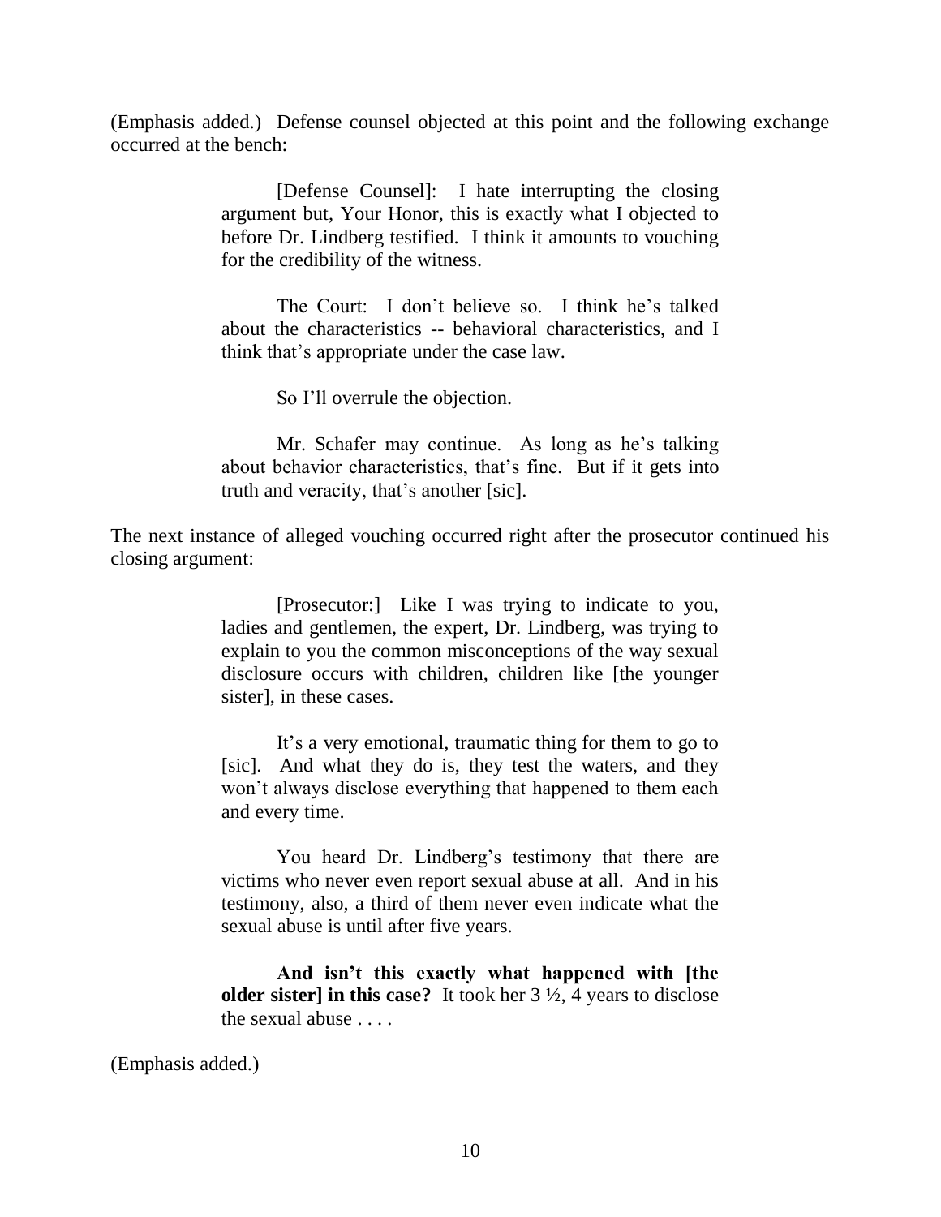(Emphasis added.) Defense counsel objected at this point and the following exchange occurred at the bench:

> [Defense Counsel]: I hate interrupting the closing argument but, Your Honor, this is exactly what I objected to before Dr. Lindberg testified. I think it amounts to vouching for the credibility of the witness.
>
> The Court: I don't believe so. I think he's talked about the characteristics -- behavioral characteristics, and I think that's appropriate under the case law.
>
> So I'll overrule the objection.
>
> Mr. Schafer may continue. As long as he's talking about behavior characteristics, that's fine. But if it gets into truth and veracity, that's another [sic].

The next instance of alleged vouching occurred right after the prosecutor continued his closing argument:

> [Prosecutor:] Like I was trying to indicate to you, ladies and gentlemen, the expert, Dr. Lindberg, was trying to explain to you the common misconceptions of the way sexual disclosure occurs with children, children like [the younger sister], in these cases.
>
> It's a very emotional, traumatic thing for them to go to [sic]. And what they do is, they test the waters, and they won't always disclose everything that happened to them each and every time.
>
> You heard Dr. Lindberg's testimony that there are victims who never even report sexual abuse at all. And in his testimony, also, a third of them never even indicate what the sexual abuse is until after five years.
>
> **And isn't this exactly what happened with [the older sister] in this case?** It took her 3 ½, 4 years to disclose the sexual abuse . . . .

(Emphasis added.)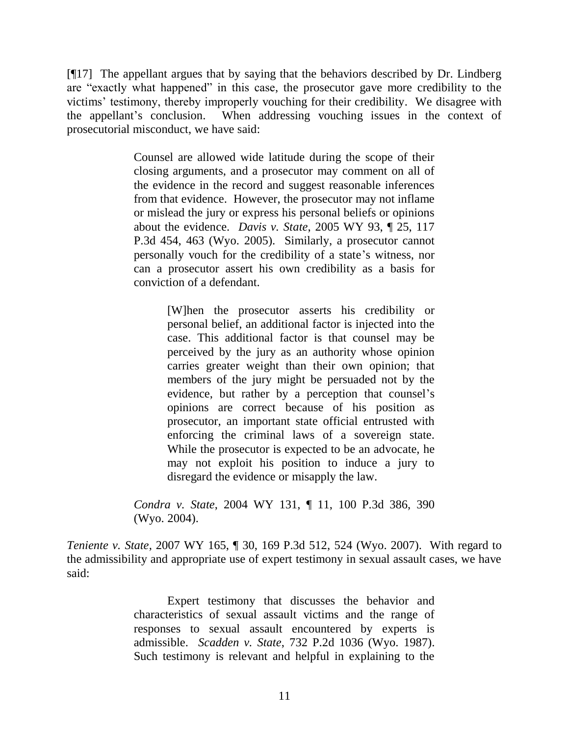[¶17] The appellant argues that by saying that the behaviors described by Dr. Lindberg are "exactly what happened" in this case, the prosecutor gave more credibility to the victims' testimony, thereby improperly vouching for their credibility. We disagree with the appellant's conclusion. When addressing vouching issues in the context of prosecutorial misconduct, we have said:

> Counsel are allowed wide latitude during the scope of their closing arguments, and a prosecutor may comment on all of the evidence in the record and suggest reasonable inferences from that evidence. However, the prosecutor may not inflame or mislead the jury or express his personal beliefs or opinions about the evidence. *Davis v. State*, 2005 WY 93, ¶ 25, 117 P.3d 454, 463 (Wyo. 2005). Similarly, a prosecutor cannot personally vouch for the credibility of a state's witness, nor can a prosecutor assert his own credibility as a basis for conviction of a defendant.
>
>> [W]hen the prosecutor asserts his credibility or personal belief, an additional factor is injected into the case. This additional factor is that counsel may be perceived by the jury as an authority whose opinion carries greater weight than their own opinion; that members of the jury might be persuaded not by the evidence, but rather by a perception that counsel's opinions are correct because of his position as prosecutor, an important state official entrusted with enforcing the criminal laws of a sovereign state. While the prosecutor is expected to be an advocate, he may not exploit his position to induce a jury to disregard the evidence or misapply the law.
>
> *Condra v. State*, 2004 WY 131, ¶ 11, 100 P.3d 386, 390 (Wyo. 2004).

*Teniente v. State*, 2007 WY 165, ¶ 30, 169 P.3d 512, 524 (Wyo. 2007). With regard to the admissibility and appropriate use of expert testimony in sexual assault cases, we have said:

> Expert testimony that discusses the behavior and characteristics of sexual assault victims and the range of responses to sexual assault encountered by experts is admissible. *Scadden v. State*, 732 P.2d 1036 (Wyo. 1987). Such testimony is relevant and helpful in explaining to the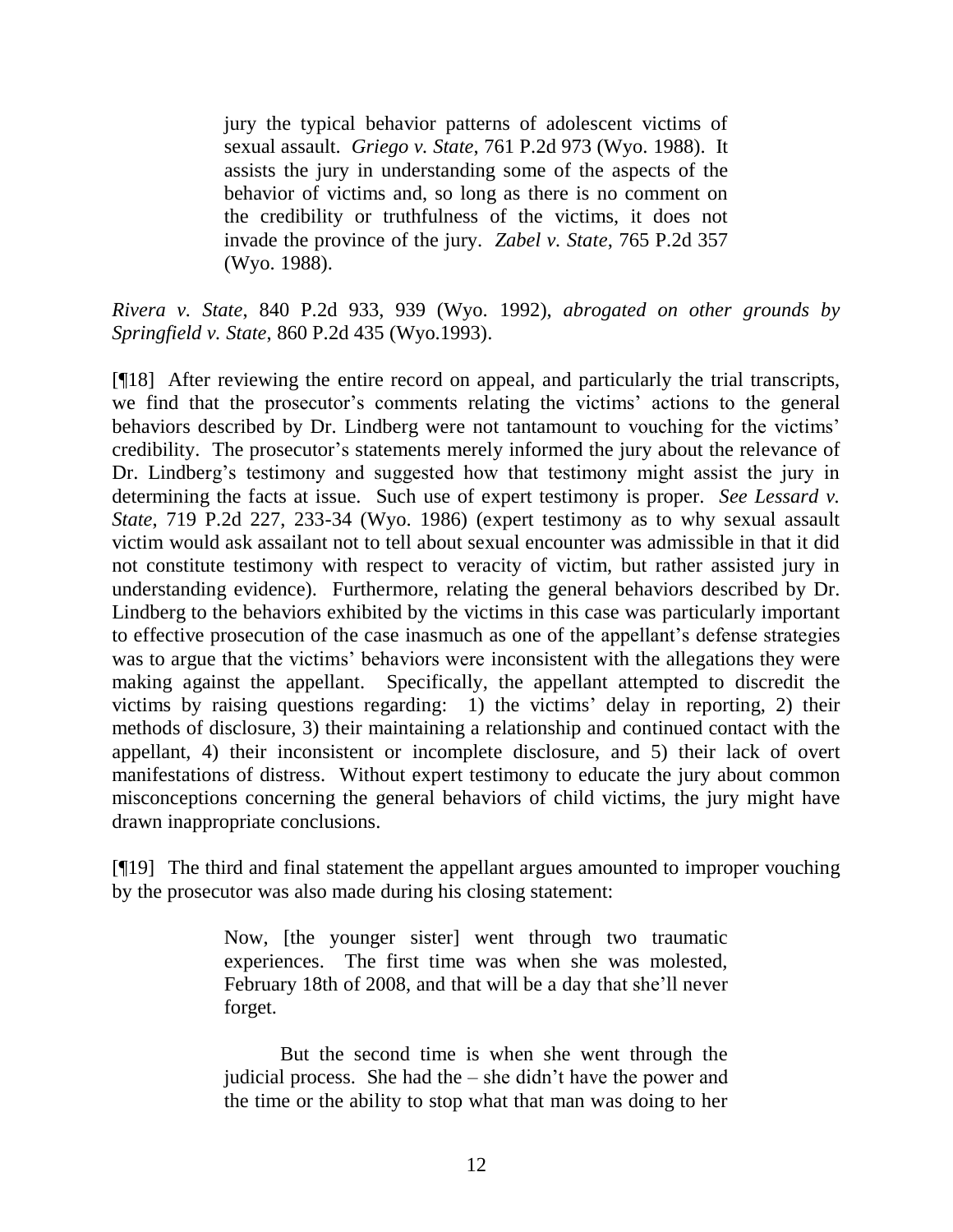> jury the typical behavior patterns of adolescent victims of sexual assault. *Griego v. State*, 761 P.2d 973 (Wyo. 1988). It assists the jury in understanding some of the aspects of the behavior of victims and, so long as there is no comment on the credibility or truthfulness of the victims, it does not invade the province of the jury. *Zabel v. State*, 765 P.2d 357 (Wyo. 1988).

*Rivera v. State*, 840 P.2d 933, 939 (Wyo. 1992), *abrogated on other grounds by Springfield v. State*, 860 P.2d 435 (Wyo.1993).

[¶18] After reviewing the entire record on appeal, and particularly the trial transcripts, we find that the prosecutor's comments relating the victims' actions to the general behaviors described by Dr. Lindberg were not tantamount to vouching for the victims' credibility. The prosecutor's statements merely informed the jury about the relevance of Dr. Lindberg's testimony and suggested how that testimony might assist the jury in determining the facts at issue. Such use of expert testimony is proper. *See Lessard v. State*, 719 P.2d 227, 233-34 (Wyo. 1986) (expert testimony as to why sexual assault victim would ask assailant not to tell about sexual encounter was admissible in that it did not constitute testimony with respect to veracity of victim, but rather assisted jury in understanding evidence). Furthermore, relating the general behaviors described by Dr. Lindberg to the behaviors exhibited by the victims in this case was particularly important to effective prosecution of the case inasmuch as one of the appellant's defense strategies was to argue that the victims' behaviors were inconsistent with the allegations they were making against the appellant. Specifically, the appellant attempted to discredit the victims by raising questions regarding: 1) the victims' delay in reporting, 2) their methods of disclosure, 3) their maintaining a relationship and continued contact with the appellant, 4) their inconsistent or incomplete disclosure, and 5) their lack of overt manifestations of distress. Without expert testimony to educate the jury about common misconceptions concerning the general behaviors of child victims, the jury might have drawn inappropriate conclusions.

[¶19] The third and final statement the appellant argues amounted to improper vouching by the prosecutor was also made during his closing statement:

> Now, [the younger sister] went through two traumatic experiences. The first time was when she was molested, February 18th of 2008, and that will be a day that she'll never forget.
>
> But the second time is when she went through the judicial process. She had the – she didn't have the power and the time or the ability to stop what that man was doing to her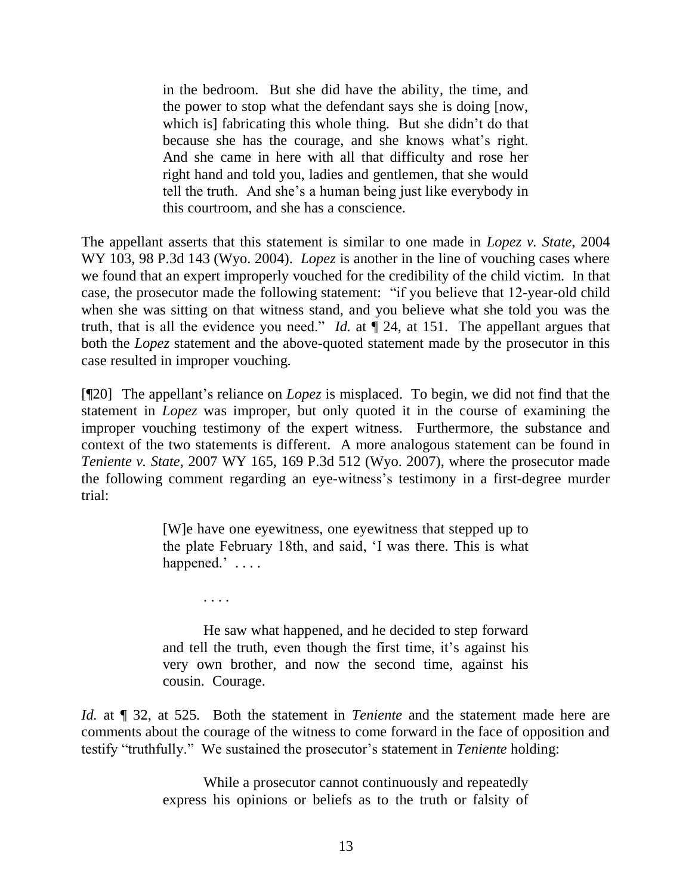> in the bedroom. But she did have the ability, the time, and the power to stop what the defendant says she is doing [now, which is] fabricating this whole thing. But she didn't do that because she has the courage, and she knows what's right. And she came in here with all that difficulty and rose her right hand and told you, ladies and gentlemen, that she would tell the truth. And she's a human being just like everybody in this courtroom, and she has a conscience.

The appellant asserts that this statement is similar to one made in *Lopez v. State*, 2004 WY 103, 98 P.3d 143 (Wyo. 2004). *Lopez* is another in the line of vouching cases where we found that an expert improperly vouched for the credibility of the child victim. In that case, the prosecutor made the following statement: "if you believe that 12-year-old child when she was sitting on that witness stand, and you believe what she told you was the truth, that is all the evidence you need." *Id.* at ¶ 24, at 151. The appellant argues that both the *Lopez* statement and the above-quoted statement made by the prosecutor in this case resulted in improper vouching.

[¶20] The appellant's reliance on *Lopez* is misplaced. To begin, we did not find that the statement in *Lopez* was improper, but only quoted it in the course of examining the improper vouching testimony of the expert witness. Furthermore, the substance and context of the two statements is different. A more analogous statement can be found in *Teniente v. State*, 2007 WY 165, 169 P.3d 512 (Wyo. 2007), where the prosecutor made the following comment regarding an eye-witness's testimony in a first-degree murder trial:

> [W]e have one eyewitness, one eyewitness that stepped up to the plate February 18th, and said, 'I was there. This is what happened.' . . . .
>
> . . . .
>
> He saw what happened, and he decided to step forward and tell the truth, even though the first time, it's against his very own brother, and now the second time, against his cousin. Courage.

*Id.* at ¶ 32, at 525. Both the statement in *Teniente* and the statement made here are comments about the courage of the witness to come forward in the face of opposition and testify "truthfully." We sustained the prosecutor's statement in *Teniente* holding:

> While a prosecutor cannot continuously and repeatedly express his opinions or beliefs as to the truth or falsity of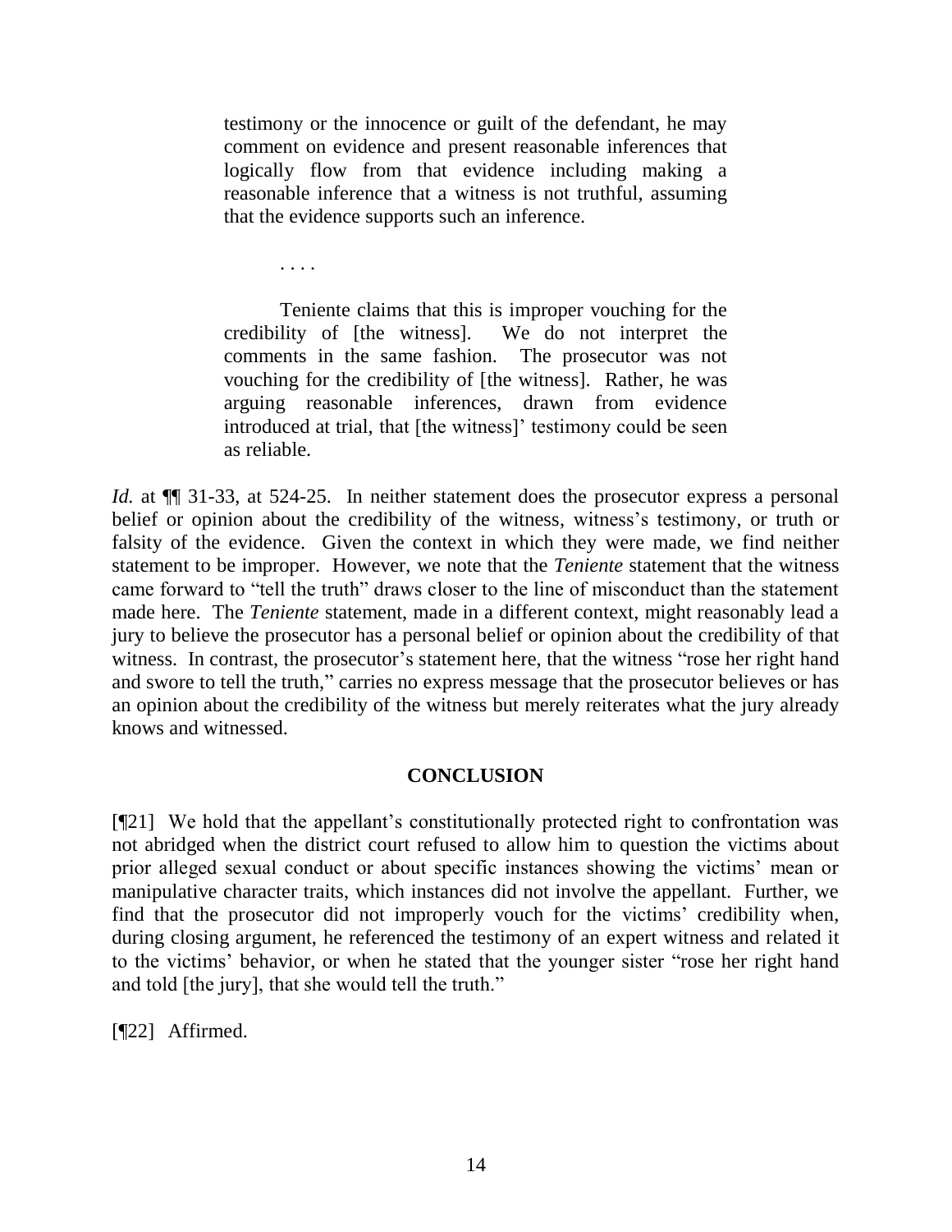> testimony or the innocence or guilt of the defendant, he may comment on evidence and present reasonable inferences that logically flow from that evidence including making a reasonable inference that a witness is not truthful, assuming that the evidence supports such an inference.
>
> . . . .
>
> Teniente claims that this is improper vouching for the credibility of [the witness]. We do not interpret the comments in the same fashion. The prosecutor was not vouching for the credibility of [the witness]. Rather, he was arguing reasonable inferences, drawn from evidence introduced at trial, that [the witness]' testimony could be seen as reliable.

*Id.* at ¶¶ 31-33, at 524-25. In neither statement does the prosecutor express a personal belief or opinion about the credibility of the witness, witness's testimony, or truth or falsity of the evidence. Given the context in which they were made, we find neither statement to be improper. However, we note that the *Teniente* statement that the witness came forward to "tell the truth" draws closer to the line of misconduct than the statement made here. The *Teniente* statement, made in a different context, might reasonably lead a jury to believe the prosecutor has a personal belief or opinion about the credibility of that witness. In contrast, the prosecutor's statement here, that the witness "rose her right hand and swore to tell the truth," carries no express message that the prosecutor believes or has an opinion about the credibility of the witness but merely reiterates what the jury already knows and witnessed.

## CONCLUSION

[¶21] We hold that the appellant's constitutionally protected right to confrontation was not abridged when the district court refused to allow him to question the victims about prior alleged sexual conduct or about specific instances showing the victims' mean or manipulative character traits, which instances did not involve the appellant. Further, we find that the prosecutor did not improperly vouch for the victims' credibility when, during closing argument, he referenced the testimony of an expert witness and related it to the victims' behavior, or when he stated that the younger sister "rose her right hand and told [the jury], that she would tell the truth."

[¶22] Affirmed.